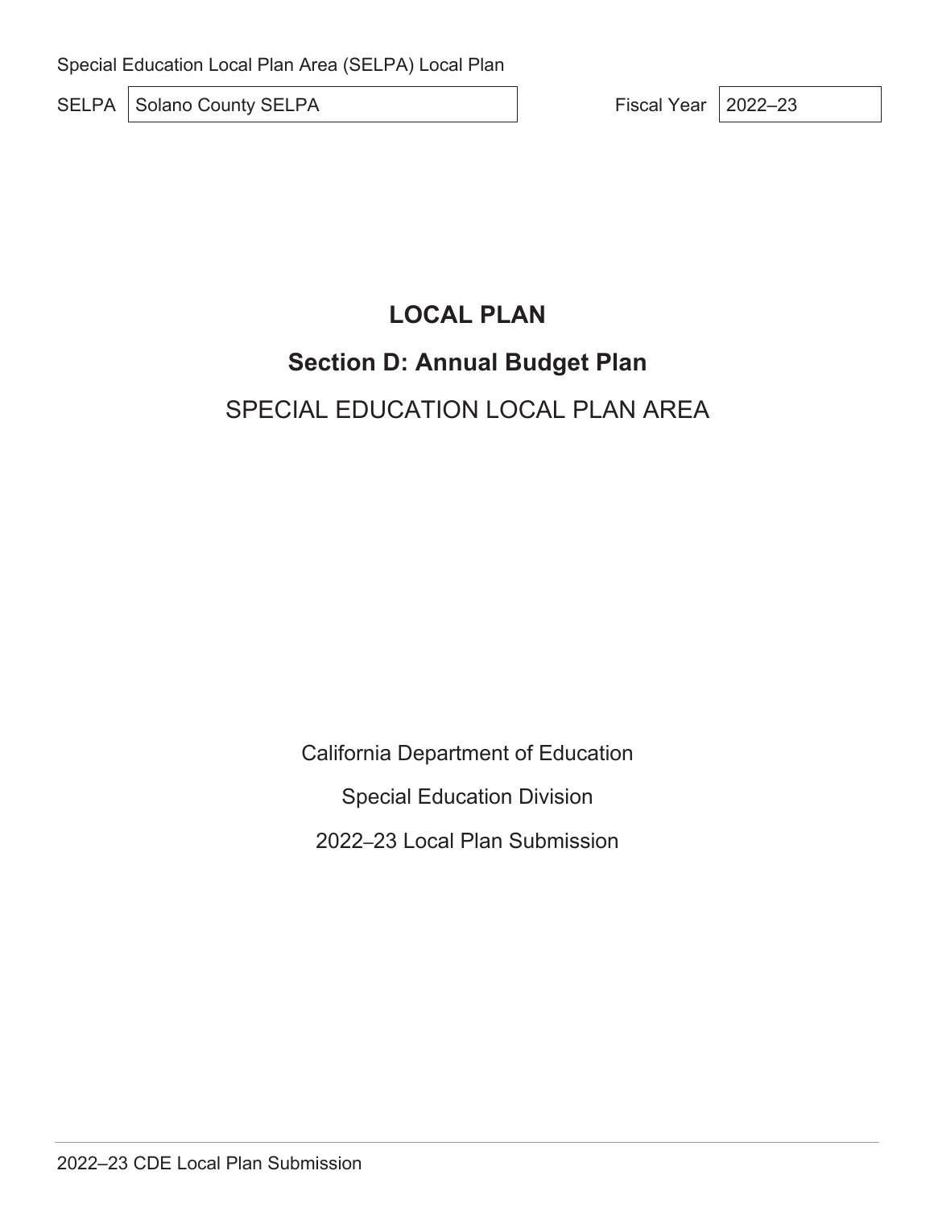Special Education Local Plan Area (SELPA) Local Plan

| SELPA | Solano County SELPA | Fiscal Year | 2022–23 |
|---|---|---|---|

# LOCAL PLAN

## Section D: Annual Budget Plan

SPECIAL EDUCATION LOCAL PLAN AREA

California Department of Education

Special Education Division

2022–23 Local Plan Submission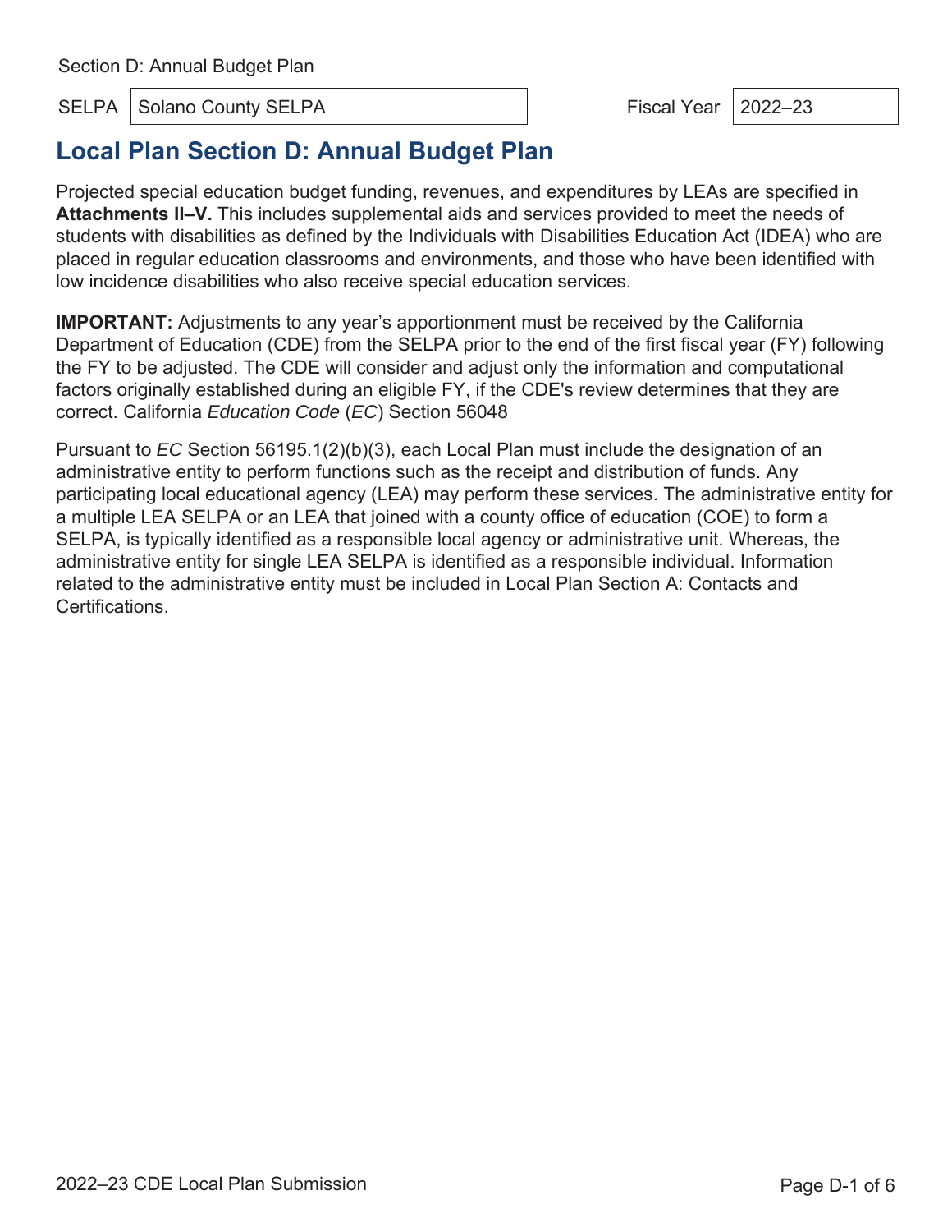Section D: Annual Budget Plan

| SELPA | Solano County SELPA | Fiscal Year | 2022–23 |
|---|---|---|---|

## Local Plan Section D: Annual Budget Plan

Projected special education budget funding, revenues, and expenditures by LEAs are specified in **Attachments II–V.** This includes supplemental aids and services provided to meet the needs of students with disabilities as defined by the Individuals with Disabilities Education Act (IDEA) who are placed in regular education classrooms and environments, and those who have been identified with low incidence disabilities who also receive special education services.

**IMPORTANT:** Adjustments to any year's apportionment must be received by the California Department of Education (CDE) from the SELPA prior to the end of the first fiscal year (FY) following the FY to be adjusted. The CDE will consider and adjust only the information and computational factors originally established during an eligible FY, if the CDE's review determines that they are correct. California *Education Code* (*EC*) Section 56048

Pursuant to *EC* Section 56195.1(2)(b)(3), each Local Plan must include the designation of an administrative entity to perform functions such as the receipt and distribution of funds. Any participating local educational agency (LEA) may perform these services. The administrative entity for a multiple LEA SELPA or an LEA that joined with a county office of education (COE) to form a SELPA, is typically identified as a responsible local agency or administrative unit. Whereas, the administrative entity for single LEA SELPA is identified as a responsible individual. Information related to the administrative entity must be included in Local Plan Section A: Contacts and Certifications.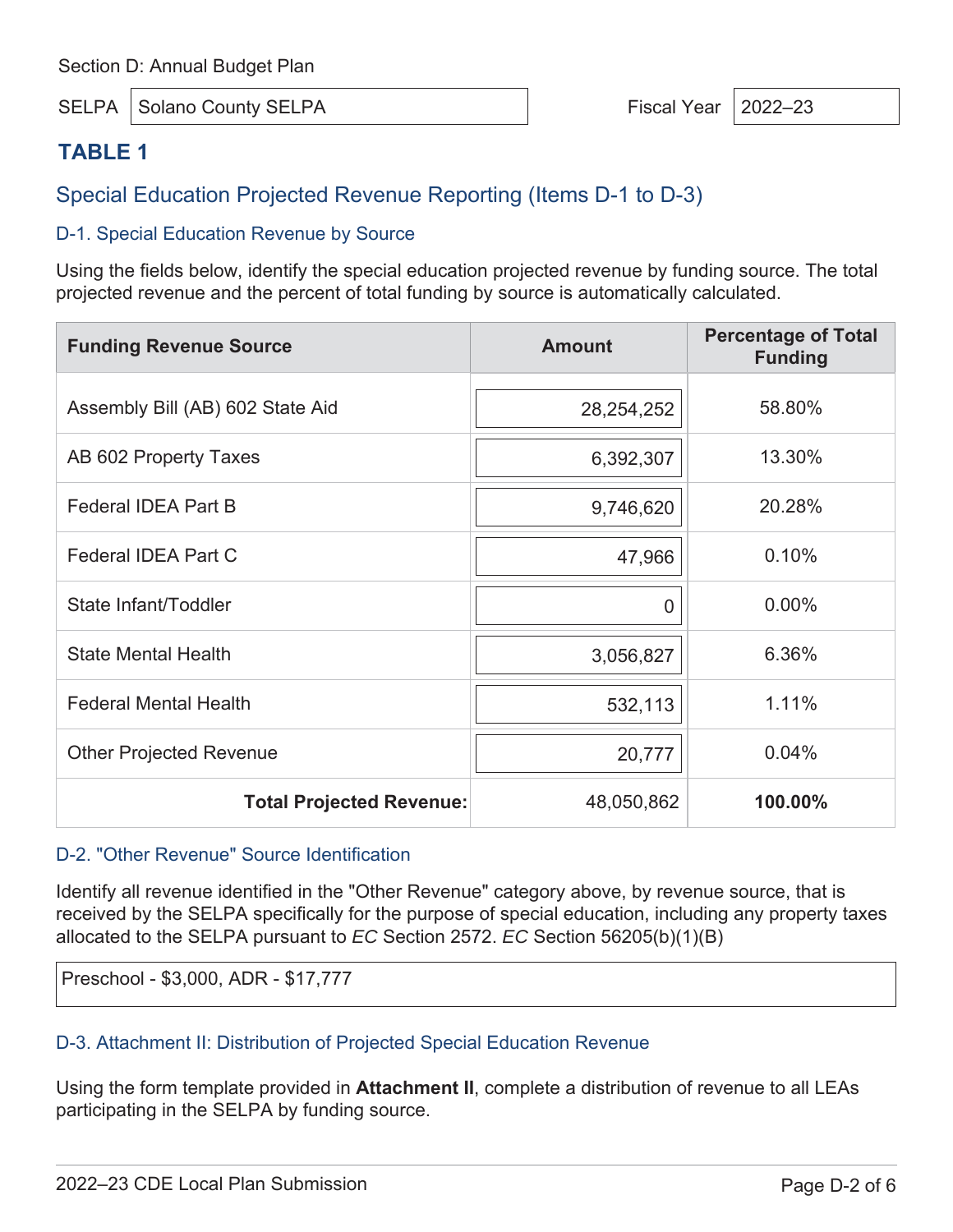Section D: Annual Budget Plan

SELPA: Solano County SELPA

Fiscal Year: 2022–23

## TABLE 1

### Special Education Projected Revenue Reporting (Items D-1 to D-3)

#### D-1. Special Education Revenue by Source

Using the fields below, identify the special education projected revenue by funding source. The total projected revenue and the percent of total funding by source is automatically calculated.

| Funding Revenue Source | Amount | Percentage of Total Funding |
| --- | --- | --- |
| Assembly Bill (AB) 602 State Aid | 28,254,252 | 58.80% |
| AB 602 Property Taxes | 6,392,307 | 13.30% |
| Federal IDEA Part B | 9,746,620 | 20.28% |
| Federal IDEA Part C | 47,966 | 0.10% |
| State Infant/Toddler | 0 | 0.00% |
| State Mental Health | 3,056,827 | 6.36% |
| Federal Mental Health | 532,113 | 1.11% |
| Other Projected Revenue | 20,777 | 0.04% |
| **Total Projected Revenue:** | 48,050,862 | **100.00%** |

#### D-2. "Other Revenue" Source Identification

Identify all revenue identified in the "Other Revenue" category above, by revenue source, that is received by the SELPA specifically for the purpose of special education, including any property taxes allocated to the SELPA pursuant to *EC* Section 2572. *EC* Section 56205(b)(1)(B)

Preschool - $3,000, ADR - $17,777

#### D-3. Attachment II: Distribution of Projected Special Education Revenue

Using the form template provided in **Attachment II**, complete a distribution of revenue to all LEAs participating in the SELPA by funding source.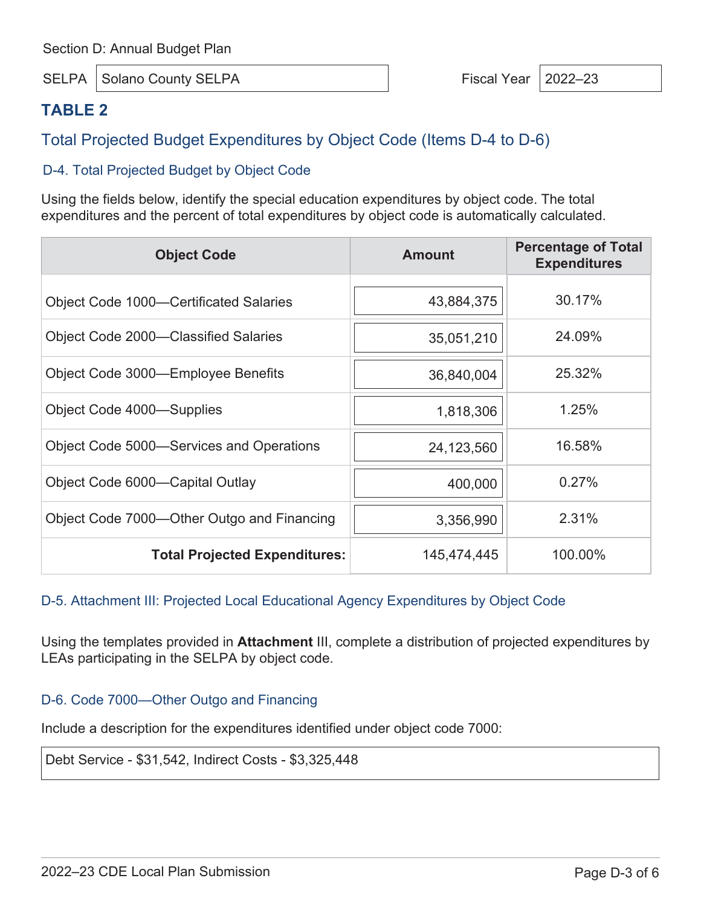Section D: Annual Budget Plan

SELPA: Solano County SELPA

Fiscal Year: 2022–23

## TABLE 2

### Total Projected Budget Expenditures by Object Code (Items D-4 to D-6)

#### D-4. Total Projected Budget by Object Code

Using the fields below, identify the special education expenditures by object code. The total expenditures and the percent of total expenditures by object code is automatically calculated.

| Object Code | Amount | Percentage of Total Expenditures |
|---|---|---|
| Object Code 1000—Certificated Salaries | 43,884,375 | 30.17% |
| Object Code 2000—Classified Salaries | 35,051,210 | 24.09% |
| Object Code 3000—Employee Benefits | 36,840,004 | 25.32% |
| Object Code 4000—Supplies | 1,818,306 | 1.25% |
| Object Code 5000—Services and Operations | 24,123,560 | 16.58% |
| Object Code 6000—Capital Outlay | 400,000 | 0.27% |
| Object Code 7000—Other Outgo and Financing | 3,356,990 | 2.31% |
| **Total Projected Expenditures:** | 145,474,445 | 100.00% |

#### D-5. Attachment III: Projected Local Educational Agency Expenditures by Object Code

Using the templates provided in **Attachment** III, complete a distribution of projected expenditures by LEAs participating in the SELPA by object code.

#### D-6. Code 7000—Other Outgo and Financing

Include a description for the expenditures identified under object code 7000:

Debt Service - $31,542, Indirect Costs - $3,325,448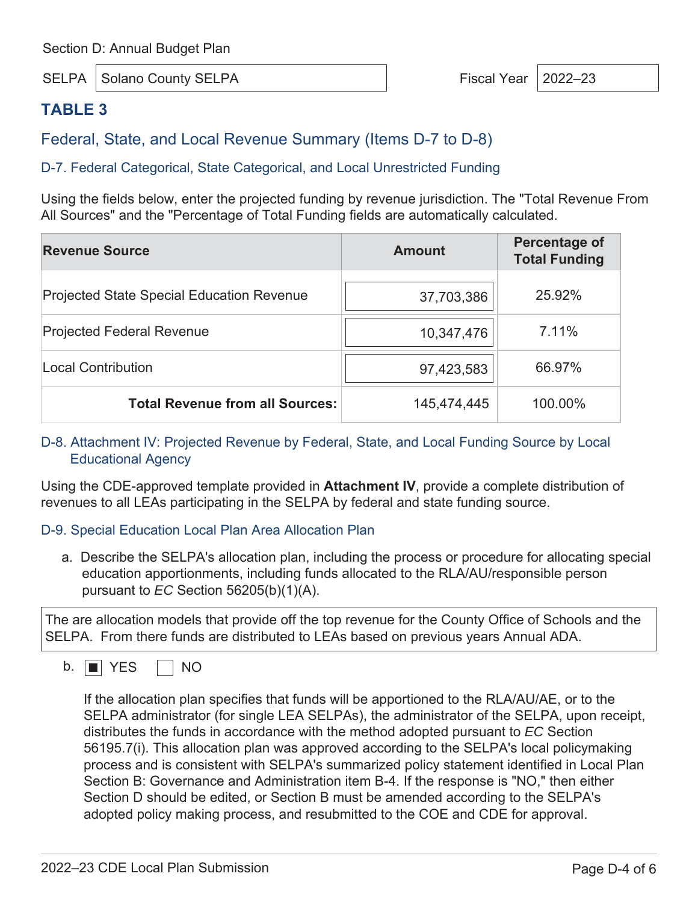Section D: Annual Budget Plan

SELPA: Solano County SELPA

Fiscal Year: 2022–23

## TABLE 3

### Federal, State, and Local Revenue Summary (Items D-7 to D-8)

#### D-7. Federal Categorical, State Categorical, and Local Unrestricted Funding

Using the fields below, enter the projected funding by revenue jurisdiction. The "Total Revenue From All Sources" and the "Percentage of Total Funding fields are automatically calculated.

| Revenue Source | Amount | Percentage of Total Funding |
|---|---|---|
| Projected State Special Education Revenue | 37,703,386 | 25.92% |
| Projected Federal Revenue | 10,347,476 | 7.11% |
| Local Contribution | 97,423,583 | 66.97% |
| **Total Revenue from all Sources:** | 145,474,445 | 100.00% |

#### D-8. Attachment IV: Projected Revenue by Federal, State, and Local Funding Source by Local Educational Agency

Using the CDE-approved template provided in **Attachment IV**, provide a complete distribution of revenues to all LEAs participating in the SELPA by federal and state funding source.

#### D-9. Special Education Local Plan Area Allocation Plan

a. Describe the SELPA's allocation plan, including the process or procedure for allocating special education apportionments, including funds allocated to the RLA/AU/responsible person pursuant to *EC* Section 56205(b)(1)(A).

The are allocation models that provide off the top revenue for the County Office of Schools and the SELPA. From there funds are distributed to LEAs based on previous years Annual ADA.

b. ☒ YES ☐ NO

If the allocation plan specifies that funds will be apportioned to the RLA/AU/AE, or to the SELPA administrator (for single LEA SELPAs), the administrator of the SELPA, upon receipt, distributes the funds in accordance with the method adopted pursuant to *EC* Section 56195.7(i). This allocation plan was approved according to the SELPA's local policymaking process and is consistent with SELPA's summarized policy statement identified in Local Plan Section B: Governance and Administration item B-4. If the response is "NO," then either Section D should be edited, or Section B must be amended according to the SELPA's adopted policy making process, and resubmitted to the COE and CDE for approval.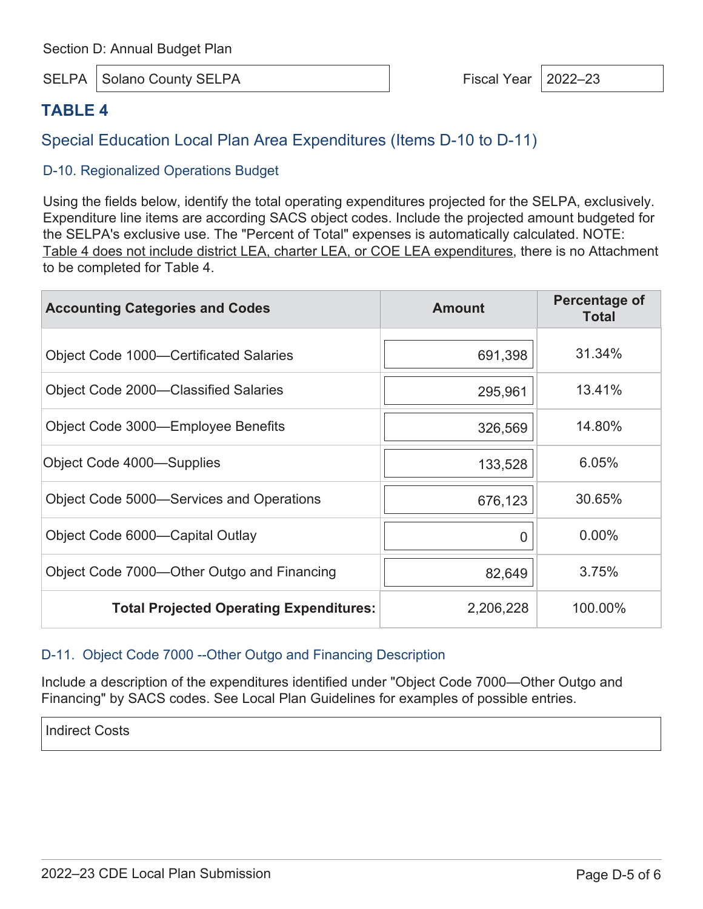Section D: Annual Budget Plan

SELPA: Solano County SELPA

Fiscal Year: 2022–23

## TABLE 4

### Special Education Local Plan Area Expenditures (Items D-10 to D-11)

#### D-10. Regionalized Operations Budget

Using the fields below, identify the total operating expenditures projected for the SELPA, exclusively. Expenditure line items are according SACS object codes. Include the projected amount budgeted for the SELPA's exclusive use. The "Percent of Total" expenses is automatically calculated. NOTE: Table 4 does not include district LEA, charter LEA, or COE LEA expenditures, there is no Attachment to be completed for Table 4.

| Accounting Categories and Codes | Amount | Percentage of Total |
|---|---|---|
| Object Code 1000—Certificated Salaries | 691,398 | 31.34% |
| Object Code 2000—Classified Salaries | 295,961 | 13.41% |
| Object Code 3000—Employee Benefits | 326,569 | 14.80% |
| Object Code 4000—Supplies | 133,528 | 6.05% |
| Object Code 5000—Services and Operations | 676,123 | 30.65% |
| Object Code 6000—Capital Outlay | 0 | 0.00% |
| Object Code 7000—Other Outgo and Financing | 82,649 | 3.75% |
| **Total Projected Operating Expenditures:** | 2,206,228 | 100.00% |

#### D-11. Object Code 7000 --Other Outgo and Financing Description

Include a description of the expenditures identified under "Object Code 7000—Other Outgo and Financing" by SACS codes. See Local Plan Guidelines for examples of possible entries.

Indirect Costs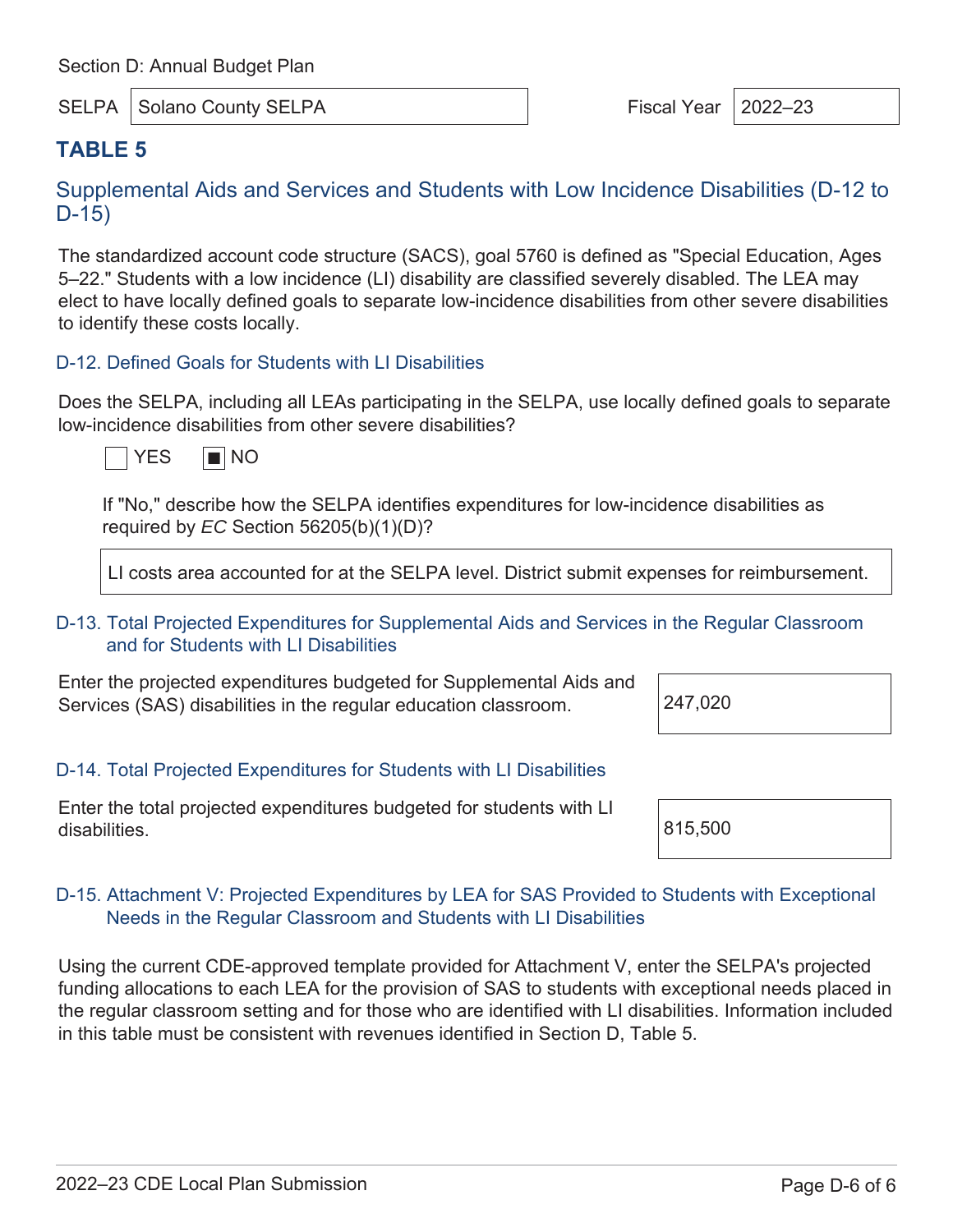Section D: Annual Budget Plan

SELPA: Solano County SELPA

Fiscal Year: 2022–23

## TABLE 5

### Supplemental Aids and Services and Students with Low Incidence Disabilities (D-12 to D-15)

The standardized account code structure (SACS), goal 5760 is defined as "Special Education, Ages 5–22." Students with a low incidence (LI) disability are classified severely disabled. The LEA may elect to have locally defined goals to separate low-incidence disabilities from other severe disabilities to identify these costs locally.

#### D-12. Defined Goals for Students with LI Disabilities

Does the SELPA, including all LEAs participating in the SELPA, use locally defined goals to separate low-incidence disabilities from other severe disabilities?

☐ YES ■ NO

If "No," describe how the SELPA identifies expenditures for low-incidence disabilities as required by *EC* Section 56205(b)(1)(D)?

LI costs area accounted for at the SELPA level. District submit expenses for reimbursement.

#### D-13. Total Projected Expenditures for Supplemental Aids and Services in the Regular Classroom and for Students with LI Disabilities

Enter the projected expenditures budgeted for Supplemental Aids and Services (SAS) disabilities in the regular education classroom.

247,020

#### D-14. Total Projected Expenditures for Students with LI Disabilities

Enter the total projected expenditures budgeted for students with LI disabilities.

815,500

#### D-15. Attachment V: Projected Expenditures by LEA for SAS Provided to Students with Exceptional Needs in the Regular Classroom and Students with LI Disabilities

Using the current CDE-approved template provided for Attachment V, enter the SELPA's projected funding allocations to each LEA for the provision of SAS to students with exceptional needs placed in the regular classroom setting and for those who are identified with LI disabilities. Information included in this table must be consistent with revenues identified in Section D, Table 5.